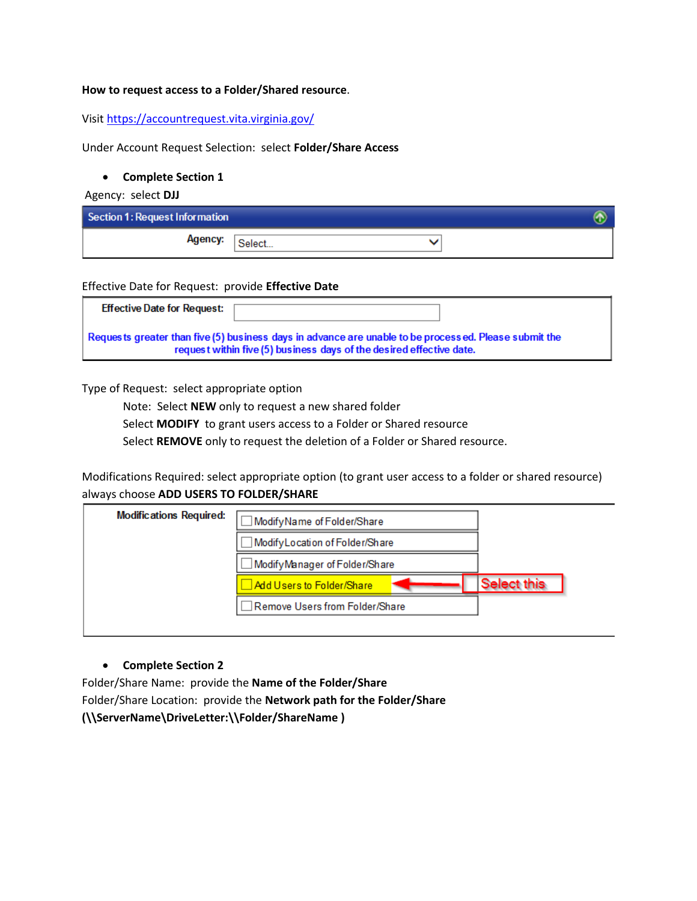**How to request access to a Folder/Shared resource**.

Visit [https://accountrequest.vita.virginia.gov/](https://accountrequest.vita.virginia.gov/)

Under Account Request Selection: select **Folder/Share Access**

- **Complete Section 1**

Agency: select **DJJ**

Section 1: Request Information

Agency: Select...

Effective Date for Request: provide **Effective Date**

Effective Date for Request:

Requests greater than five (5) business days in advance are unable to be processed. Please submit the request within five (5) business days of the desired effective date.

Type of Request: select appropriate option

Note: Select **NEW** only to request a new shared folder

Select **MODIFY** to grant users access to a Folder or Shared resource

Select **REMOVE** only to request the deletion of a Folder or Shared resource.

Modifications Required: select appropriate option (to grant user access to a folder or shared resource) always choose **ADD USERS TO FOLDER/SHARE**

Modifications Required:

- Modify Name of Folder/Share
- Modify Location of Folder/Share
- Modify Manager of Folder/Share
- Add Users to Folder/Share ← Select this
- Remove Users from Folder/Share

- **Complete Section 2**

Folder/Share Name: provide the **Name of the Folder/Share**

Folder/Share Location: provide the **Network path for the Folder/Share**

**(\\ServerName\DriveLetter:\\Folder/ShareName )**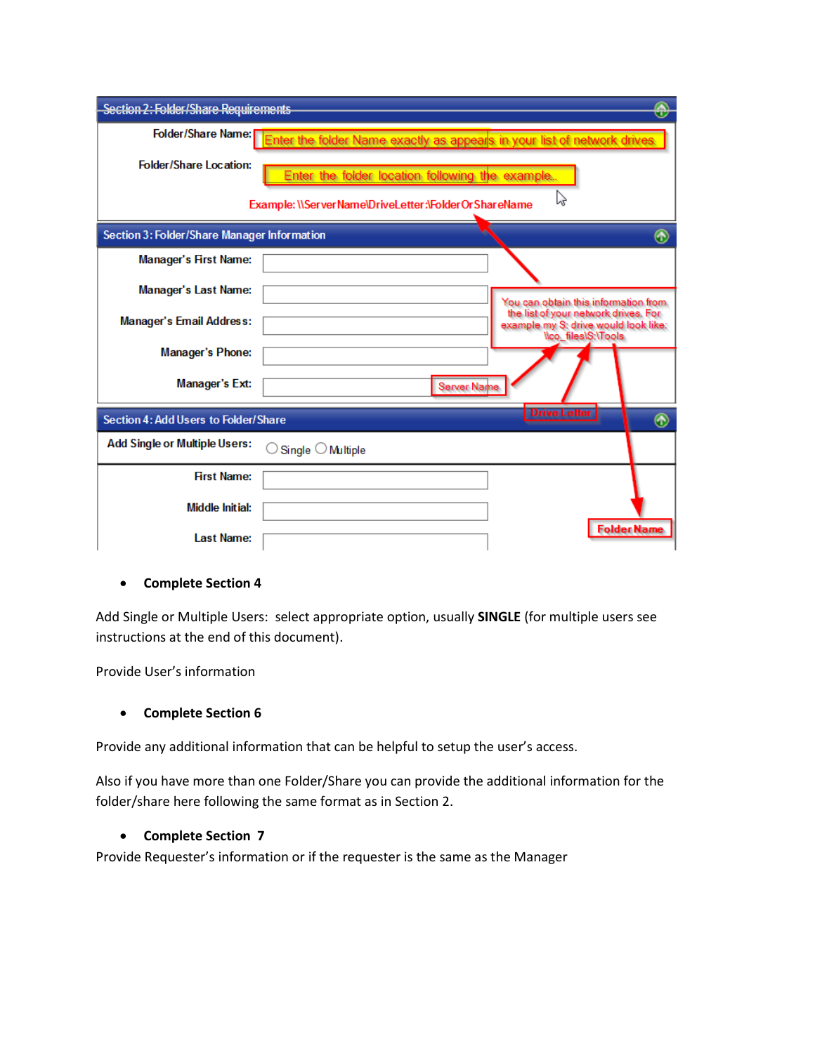Section 2: Folder/Share Requirements

Folder/Share Name: Enter the folder Name exactly as appears in your list of network drives

Folder/Share Location: Enter the folder location following the example.

Example: \\ServerName\DriveLetter:\FolderOrShareName

Section 3: Folder/Share Manager Information

Manager's First Name:

Manager's Last Name:

Manager's Email Address:

Manager's Phone:

Manager's Ext:

You can obtain this information from the list of your network drives. For example my S: drive would look like: \\co_files\S:\Tools

Server Name

Drive Letter

Folder Name

Section 4: Add Users to Folder/Share

Add Single or Multiple Users: Single Multiple

First Name:

Middle Initial:

Last Name:

- **Complete Section 4**

Add Single or Multiple Users: select appropriate option, usually **SINGLE** (for multiple users see instructions at the end of this document).

Provide User's information

- **Complete Section 6**

Provide any additional information that can be helpful to setup the user's access.

Also if you have more than one Folder/Share you can provide the additional information for the folder/share here following the same format as in Section 2.

- **Complete Section 7**

Provide Requester's information or if the requester is the same as the Manager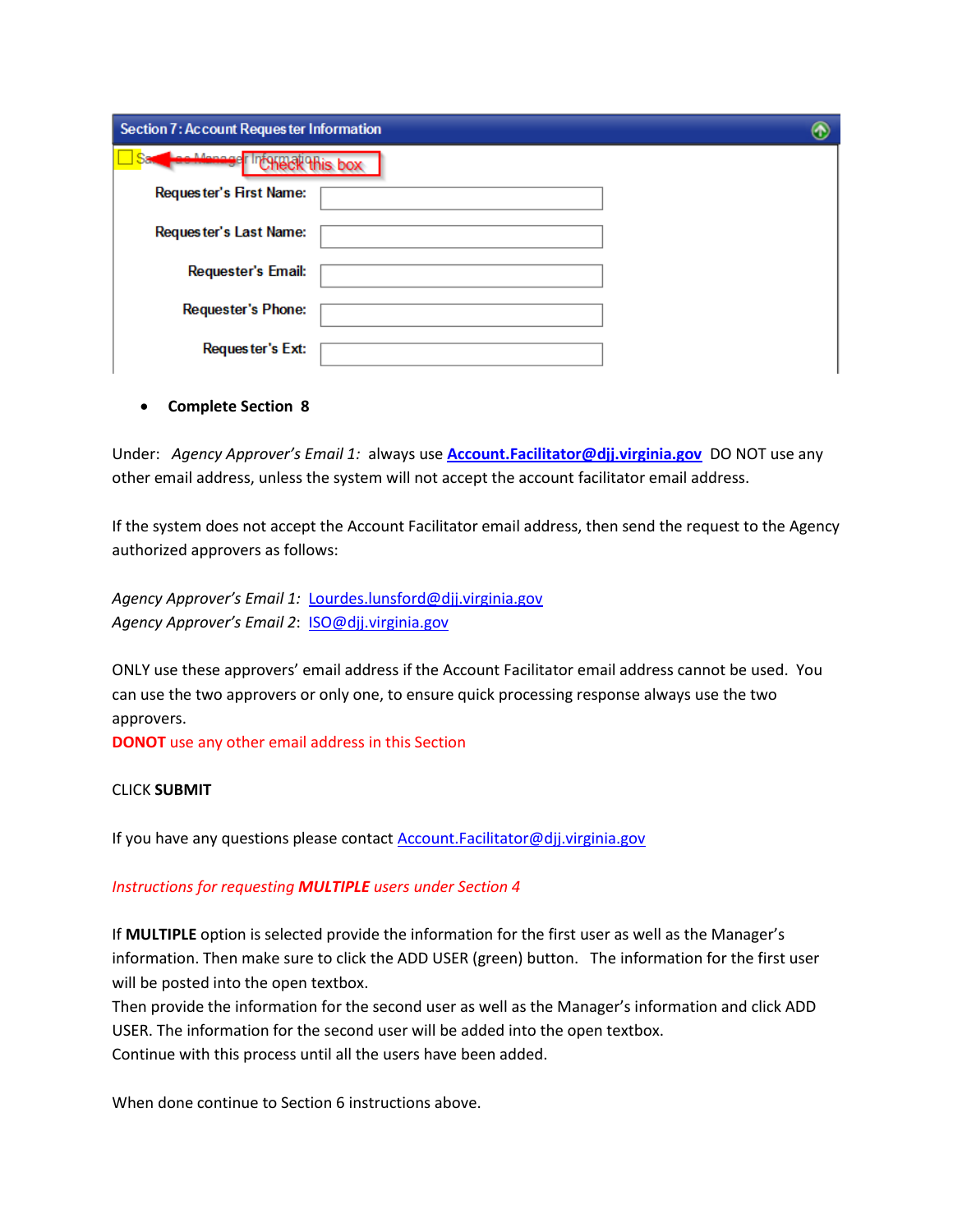Section 7: Account Requester Information

Same as Manager Information — Check this box

Requester's First Name:

Requester's Last Name:

Requester's Email:

Requester's Phone:

Requester's Ext:

- **Complete Section 8**

Under: *Agency Approver's Email 1:* always use **Account.Facilitator@djj.virginia.gov** DO NOT use any other email address, unless the system will not accept the account facilitator email address.

If the system does not accept the Account Facilitator email address, then send the request to the Agency authorized approvers as follows:

*Agency Approver's Email 1:* Lourdes.lunsford@djj.virginia.gov
*Agency Approver's Email 2*: ISO@djj.virginia.gov

ONLY use these approvers' email address if the Account Facilitator email address cannot be used. You can use the two approvers or only one, to ensure quick processing response always use the two approvers.
**DONOT** use any other email address in this Section

CLICK **SUBMIT**

If you have any questions please contact Account.Facilitator@djj.virginia.gov

*Instructions for requesting **MULTIPLE** users under Section 4*

If **MULTIPLE** option is selected provide the information for the first user as well as the Manager's information. Then make sure to click the ADD USER (green) button. The information for the first user will be posted into the open textbox.
Then provide the information for the second user as well as the Manager's information and click ADD USER. The information for the second user will be added into the open textbox.
Continue with this process until all the users have been added.

When done continue to Section 6 instructions above.